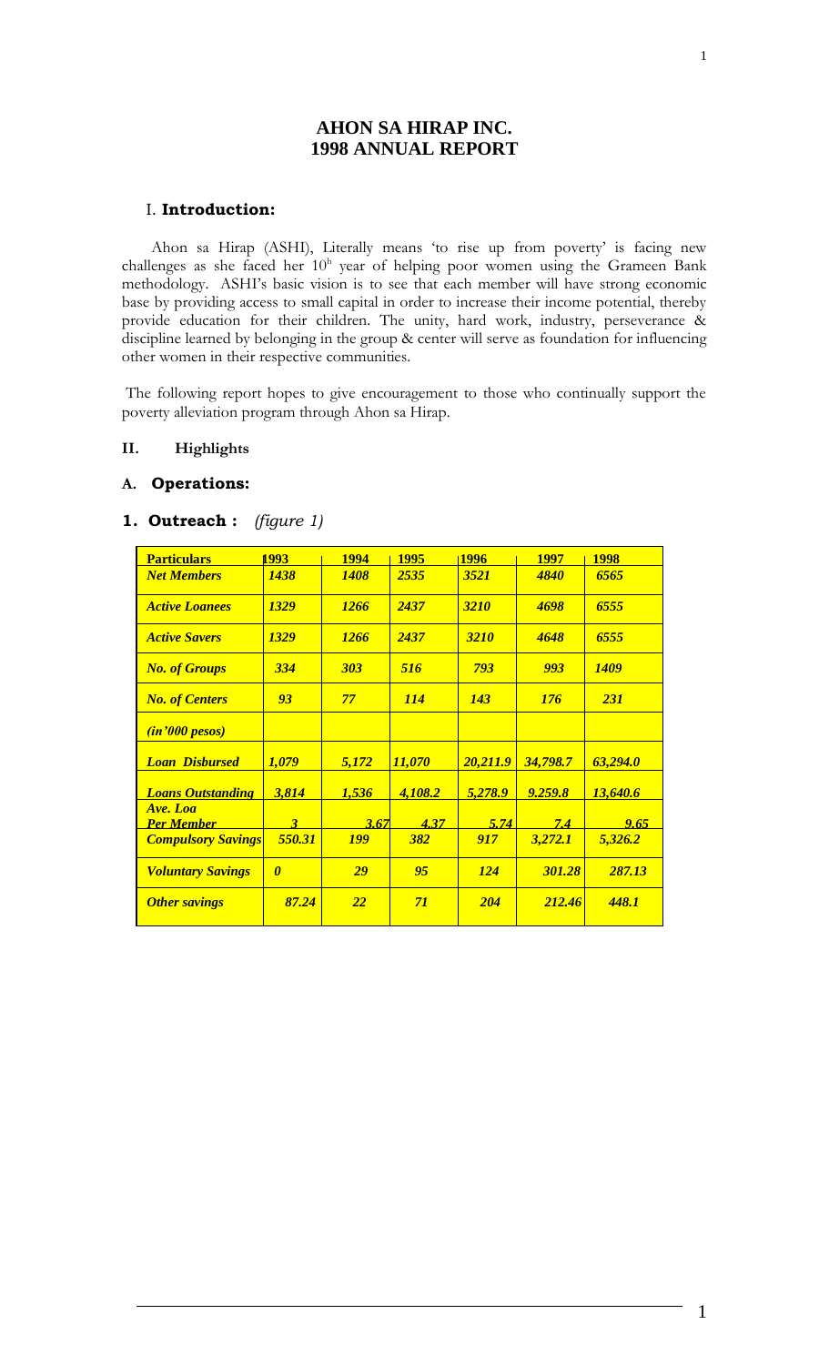# AHON SA HIRAP INC.
# 1998 ANNUAL REPORT

## I. Introduction:

Ahon sa Hirap (ASHI), Literally means 'to rise up from poverty' is facing new challenges as she faced her 10[h] year of helping poor women using the Grameen Bank methodology. ASHI's basic vision is to see that each member will have strong economic base by providing access to small capital in order to increase their income potential, thereby provide education for their children. The unity, hard work, industry, perseverance & discipline learned by belonging in the group & center will serve as foundation for influencing other women in their respective communities.

The following report hopes to give encouragement to those who continually support the poverty alleviation program through Ahon sa Hirap.

## II. Highlights

### A. Operations:

#### 1. Outreach : *(figure 1)*

| Particulars | 1993 | 1994 | 1995 | 1996 | 1997 | 1998 |
|---|---|---|---|---|---|---|
| *Net Members* | *1438* | *1408* | *2535* | *3521* | *4840* | *6565* |
| *Active Loanees* | *1329* | *1266* | *2437* | *3210* | *4698* | *6555* |
| *Active Savers* | *1329* | *1266* | *2437* | *3210* | *4648* | *6555* |
| *No. of Groups* | *334* | *303* | *516* | *793* | *993* | *1409* |
| *No. of Centers* | *93* | *77* | *114* | *143* | *176* | *231* |
| *(in'000 pesos)* | | | | | | |
| *Loan Disbursed* | *1,079* | *5,172* | *11,070* | *20,211.9* | *34,798.7* | *63,294.0* |
| *Loans Outstanding* | *3,814* | *1,536* | *4,108.2* | *5,278.9* | *9.259.8* | *13,640.6* |
| *Ave. Loa Per Member* | *3* | *3.67* | *4.37* | *5.74* | *7.4* | *9.65* |
| *Compulsory Savings* | *550.31* | *199* | *382* | *917* | *3,272.1* | *5,326.2* |
| *Voluntary Savings* | *0* | *29* | *95* | *124* | *301.28* | *287.13* |
| *Other savings* | *87.24* | *22* | *71* | *204* | *212.46* | *448.1* |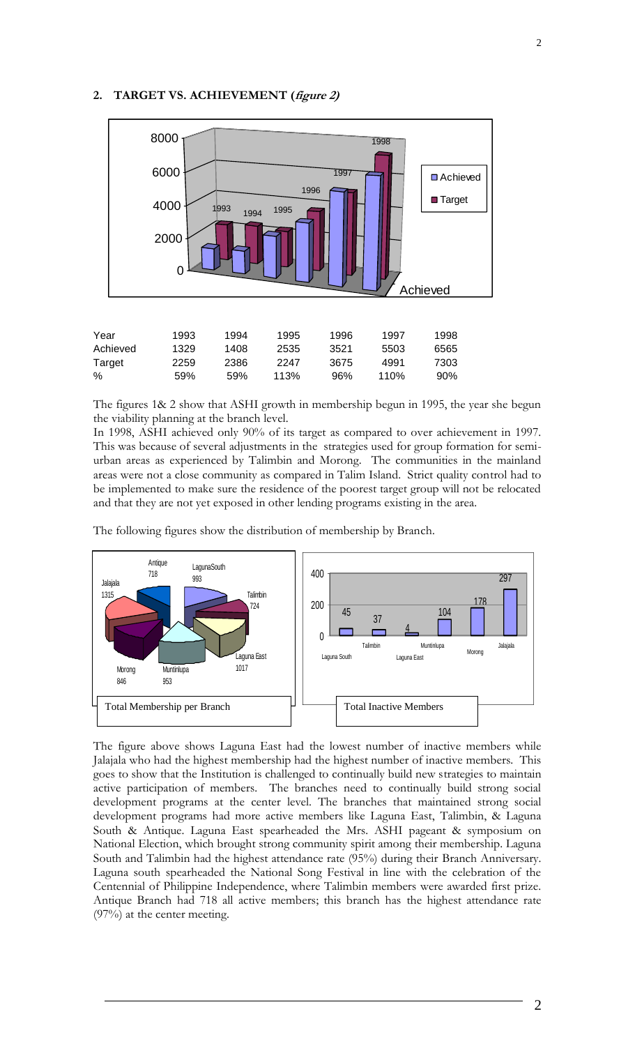## 2. TARGET VS. ACHIEVEMENT (*figure 2*)

| Year | 1993 | 1994 | 1995 | 1996 | 1997 | 1998 |
|---|---|---|---|---|---|---|
| Achieved | 1329 | 1408 | 2535 | 3521 | 5503 | 6565 |
| Target | 2259 | 2386 | 2247 | 3675 | 4991 | 7303 |
| % | 59% | 59% | 113% | 96% | 110% | 90% |

The figures 1& 2 show that ASHI growth in membership begun in 1995, the year she begun the viability planning at the branch level.

In 1998, ASHI achieved only 90% of its target as compared to over achievement in 1997. This was because of several adjustments in the strategies used for group formation for semi-urban areas as experienced by Talimbin and Morong. The communities in the mainland areas were not a close community as compared in Talim Island. Strict quality control had to be implemented to make sure the residence of the poorest target group will not be relocated and that they are not yet exposed in other lending programs existing in the area.

The following figures show the distribution of membership by Branch.

Total Membership per Branch

| Branch | Members |
|---|---|
| LagunaSouth | 993 |
| Talimbin | 724 |
| Laguna East | 1017 |
| Muntinlupa | 953 |
| Morong | 846 |
| Jalajala | 1315 |
| Antique | 718 |

Total Inactive Members

| Branch | Inactive Members |
|---|---|
| Laguna South | 45 |
| Talimbin | 37 |
| Laguna East | 4 |
| Muntinlupa | 104 |
| Morong | 178 |
| Jalajala | 297 |

The figure above shows Laguna East had the lowest number of inactive members while Jalajala who had the highest membership had the highest number of inactive members. This goes to show that the Institution is challenged to continually build new strategies to maintain active participation of members. The branches need to continually build strong social development programs at the center level. The branches that maintained strong social development programs had more active members like Laguna East, Talimbin, & Laguna South & Antique. Laguna East spearheaded the Mrs. ASHI pageant & symposium on National Election, which brought strong community spirit among their membership. Laguna South and Talimbin had the highest attendance rate (95%) during their Branch Anniversary. Laguna south spearheaded the National Song Festival in line with the celebration of the Centennial of Philippine Independence, where Talimbin members were awarded first prize. Antique Branch had 718 all active members; this branch has the highest attendance rate (97%) at the center meeting.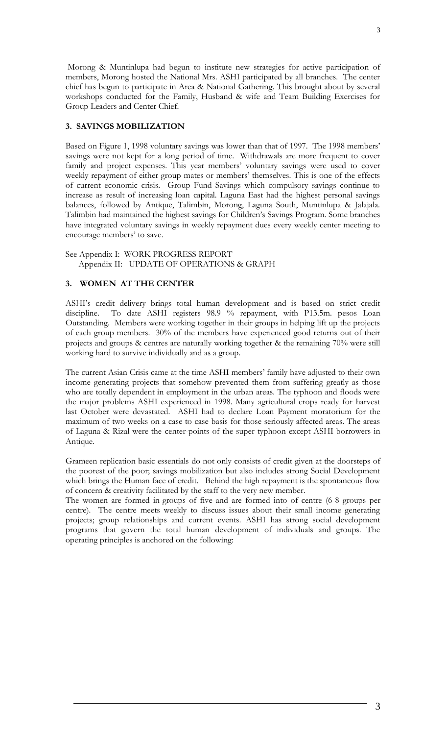Morong & Muntinlupa had begun to institute new strategies for active participation of members, Morong hosted the National Mrs. ASHI participated by all branches. The center chief has begun to participate in Area & National Gathering. This brought about by several workshops conducted for the Family, Husband & wife and Team Building Exercises for Group Leaders and Center Chief.

### 3. SAVINGS MOBILIZATION

Based on Figure 1, 1998 voluntary savings was lower than that of 1997. The 1998 members' savings were not kept for a long period of time. Withdrawals are more frequent to cover family and project expenses. This year members' voluntary savings were used to cover weekly repayment of either group mates or members' themselves. This is one of the effects of current economic crisis. Group Fund Savings which compulsory savings continue to increase as result of increasing loan capital. Laguna East had the highest personal savings balances, followed by Antique, Talimbin, Morong, Laguna South, Muntinlupa & Jalajala. Talimbin had maintained the highest savings for Children's Savings Program. Some branches have integrated voluntary savings in weekly repayment dues every weekly center meeting to encourage members' to save.

See Appendix I: WORK PROGRESS REPORT
Appendix II: UPDATE OF OPERATIONS & GRAPH

### 3. WOMEN AT THE CENTER

ASHI's credit delivery brings total human development and is based on strict credit discipline. To date ASHI registers 98.9 % repayment, with P13.5m. pesos Loan Outstanding. Members were working together in their groups in helping lift up the projects of each group members. 30% of the members have experienced good returns out of their projects and groups & centres are naturally working together & the remaining 70% were still working hard to survive individually and as a group.

The current Asian Crisis came at the time ASHI members' family have adjusted to their own income generating projects that somehow prevented them from suffering greatly as those who are totally dependent in employment in the urban areas. The typhoon and floods were the major problems ASHI experienced in 1998. Many agricultural crops ready for harvest last October were devastated. ASHI had to declare Loan Payment moratorium for the maximum of two weeks on a case to case basis for those seriously affected areas. The areas of Laguna & Rizal were the center-points of the super typhoon except ASHI borrowers in Antique.

Grameen replication basic essentials do not only consists of credit given at the doorsteps of the poorest of the poor; savings mobilization but also includes strong Social Development which brings the Human face of credit. Behind the high repayment is the spontaneous flow of concern & creativity facilitated by the staff to the very new member.

The women are formed in-groups of five and are formed into of centre (6-8 groups per centre). The centre meets weekly to discuss issues about their small income generating projects; group relationships and current events. ASHI has strong social development programs that govern the total human development of individuals and groups. The operating principles is anchored on the following: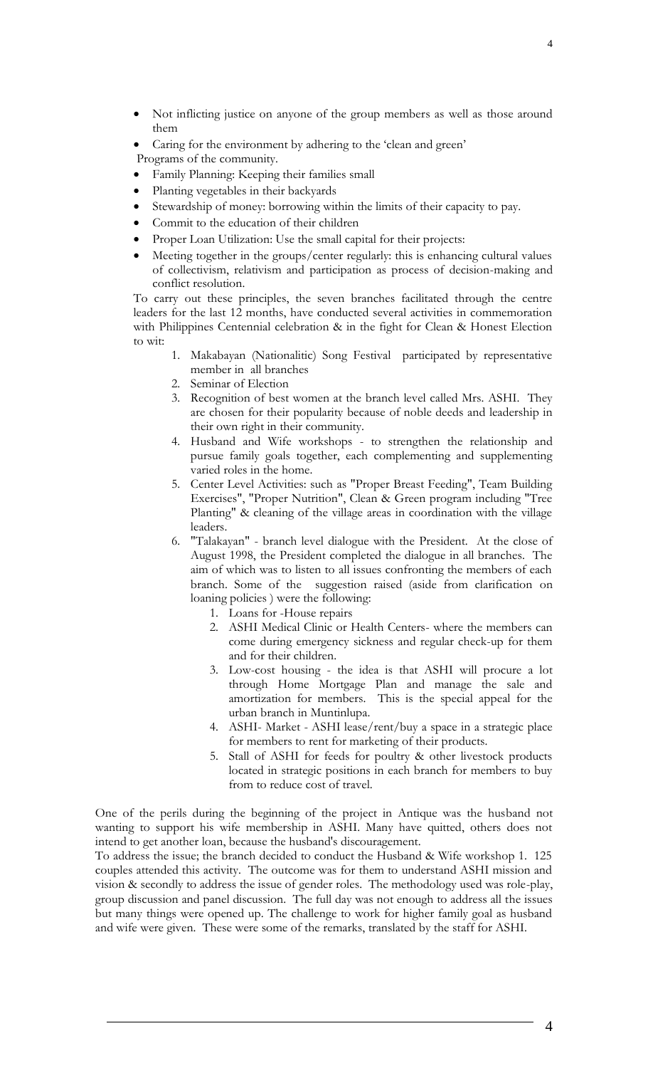- Not inflicting justice on anyone of the group members as well as those around them
- Caring for the environment by adhering to the 'clean and green'

Programs of the community.

- Family Planning: Keeping their families small
- Planting vegetables in their backyards
- Stewardship of money: borrowing within the limits of their capacity to pay.
- Commit to the education of their children
- Proper Loan Utilization: Use the small capital for their projects:
- Meeting together in the groups/center regularly: this is enhancing cultural values of collectivism, relativism and participation as process of decision-making and conflict resolution.

To carry out these principles, the seven branches facilitated through the centre leaders for the last 12 months, have conducted several activities in commemoration with Philippines Centennial celebration & in the fight for Clean & Honest Election to wit:

1. Makabayan (Nationalitic) Song Festival participated by representative member in all branches
2. Seminar of Election
3. Recognition of best women at the branch level called Mrs. ASHI. They are chosen for their popularity because of noble deeds and leadership in their own right in their community.
4. Husband and Wife workshops - to strengthen the relationship and pursue family goals together, each complementing and supplementing varied roles in the home.
5. Center Level Activities: such as "Proper Breast Feeding", Team Building Exercises", "Proper Nutrition", Clean & Green program including "Tree Planting" & cleaning of the village areas in coordination with the village leaders.
6. "Talakayan" - branch level dialogue with the President. At the close of August 1998, the President completed the dialogue in all branches. The aim of which was to listen to all issues confronting the members of each branch. Some of the suggestion raised (aside from clarification on loaning policies ) were the following:
   1. Loans for -House repairs
   2. ASHI Medical Clinic or Health Centers- where the members can come during emergency sickness and regular check-up for them and for their children.
   3. Low-cost housing - the idea is that ASHI will procure a lot through Home Mortgage Plan and manage the sale and amortization for members. This is the special appeal for the urban branch in Muntinlupa.
   4. ASHI- Market - ASHI lease/rent/buy a space in a strategic place for members to rent for marketing of their products.
   5. Stall of ASHI for feeds for poultry & other livestock products located in strategic positions in each branch for members to buy from to reduce cost of travel.

One of the perils during the beginning of the project in Antique was the husband not wanting to support his wife membership in ASHI. Many have quitted, others does not intend to get another loan, because the husband's discouragement.

To address the issue; the branch decided to conduct the Husband & Wife workshop 1. 125 couples attended this activity. The outcome was for them to understand ASHI mission and vision & secondly to address the issue of gender roles. The methodology used was role-play, group discussion and panel discussion. The full day was not enough to address all the issues but many things were opened up. The challenge to work for higher family goal as husband and wife were given. These were some of the remarks, translated by the staff for ASHI.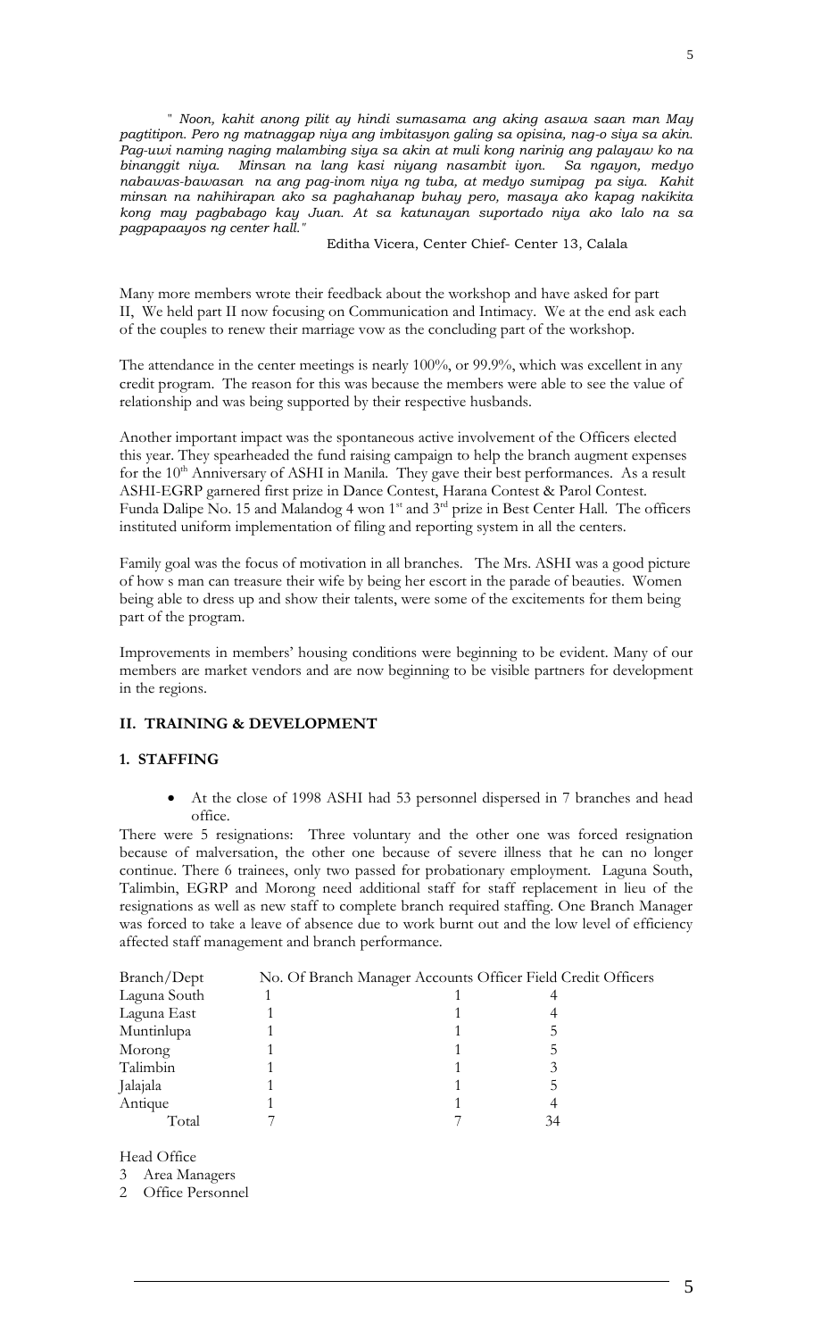*" Noon, kahit anong pilit ay hindi sumasama ang aking asawa saan man May pagtitipon. Pero ng matnaggap niya ang imbitasyon galing sa opisina, nag-o siya sa akin. Pag-uwi naming naging malambing siya sa akin at muli kong narinig ang palayaw ko na binanggit niya. Minsan na lang kasi niyang nasambit iyon. Sa ngayon, medyo nabawas-bawasan na ang pag-inom niya ng tuba, at medyo sumipag pa siya. Kahit minsan na nahihirapan ako sa paghahanap buhay pero, masaya ako kapag nakikita kong may pagbabago kay Juan. At sa katunayan suportado niya ako lalo na sa pagpapaayos ng center hall."*

Editha Vicera, Center Chief- Center 13, Calala

Many more members wrote their feedback about the workshop and have asked for part II, We held part II now focusing on Communication and Intimacy. We at the end ask each of the couples to renew their marriage vow as the concluding part of the workshop.

The attendance in the center meetings is nearly 100%, or 99.9%, which was excellent in any credit program. The reason for this was because the members were able to see the value of relationship and was being supported by their respective husbands.

Another important impact was the spontaneous active involvement of the Officers elected this year. They spearheaded the fund raising campaign to help the branch augment expenses for the 10th Anniversary of ASHI in Manila. They gave their best performances. As a result ASHI-EGRP garnered first prize in Dance Contest, Harana Contest & Parol Contest. Funda Dalipe No. 15 and Malandog 4 won 1st and 3rd prize in Best Center Hall. The officers instituted uniform implementation of filing and reporting system in all the centers.

Family goal was the focus of motivation in all branches. The Mrs. ASHI was a good picture of how s man can treasure their wife by being her escort in the parade of beauties. Women being able to dress up and show their talents, were some of the excitements for them being part of the program.

Improvements in members' housing conditions were beginning to be evident. Many of our members are market vendors and are now beginning to be visible partners for development in the regions.

## II. TRAINING & DEVELOPMENT

### 1. STAFFING

- At the close of 1998 ASHI had 53 personnel dispersed in 7 branches and head office.

There were 5 resignations: Three voluntary and the other one was forced resignation because of malversation, the other one because of severe illness that he can no longer continue. There 6 trainees, only two passed for probationary employment. Laguna South, Talimbin, EGRP and Morong need additional staff for staff replacement in lieu of the resignations as well as new staff to complete branch required staffing. One Branch Manager was forced to take a leave of absence due to work burnt out and the low level of efficiency affected staff management and branch performance.

| Branch/Dept | No. Of Branch Manager | Accounts Officer | Field Credit Officers |
|---|---|---|---|
| Laguna South | 1 | 1 | 4 |
| Laguna East | 1 | 1 | 4 |
| Muntinlupa | 1 | 1 | 5 |
| Morong | 1 | 1 | 5 |
| Talimbin | 1 | 1 | 3 |
| Jalajala | 1 | 1 | 5 |
| Antique | 1 | 1 | 4 |
| Total | 7 | 7 | 34 |

Head Office

3 Area Managers

2 Office Personnel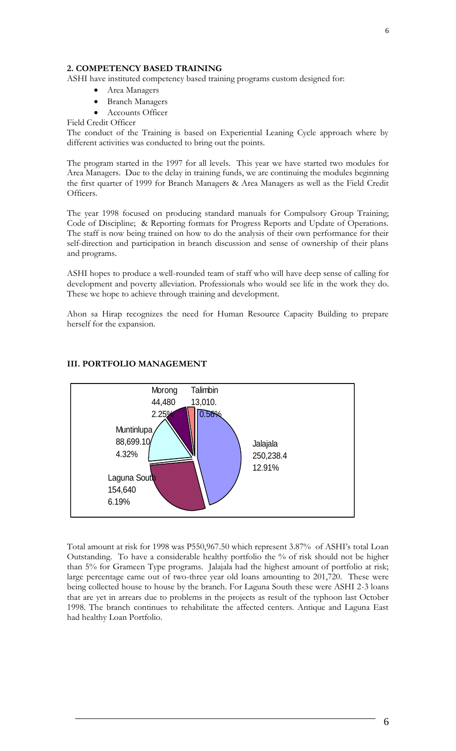## 2. COMPETENCY BASED TRAINING

ASHI have instituted competency based training programs custom designed for:

- Area Managers
- Branch Managers
- Accounts Officer

Field Credit Officer

The conduct of the Training is based on Experiential Leaning Cycle approach where by different activities was conducted to bring out the points.

The program started in the 1997 for all levels. This year we have started two modules for Area Managers. Due to the delay in training funds, we are continuing the modules beginning the first quarter of 1999 for Branch Managers & Area Managers as well as the Field Credit Officers.

The year 1998 focused on producing standard manuals for Compulsory Group Training; Code of Discipline; & Reporting formats for Progress Reports and Update of Operations. The staff is now being trained on how to do the analysis of their own performance for their self-direction and participation in branch discussion and sense of ownership of their plans and programs.

ASHI hopes to produce a well-rounded team of staff who will have deep sense of calling for development and poverty alleviation. Professionals who would see life in the work they do. These we hope to achieve through training and development.

Ahon sa Hirap recognizes the need for Human Resource Capacity Building to prepare herself for the expansion.

## III. PORTFOLIO MANAGEMENT

Morong 44,480 2.25%

Talimbin 13,010. 0.56%

Muntinlupa 88,699.10 4.32%

Jalajala 250,238.4 12.91%

Laguna South 154,640 6.19%

Total amount at risk for 1998 was P550,967.50 which represent 3.87% of ASHI's total Loan Outstanding. To have a considerable healthy portfolio the % of risk should not be higher than 5% for Grameen Type programs. Jalajala had the highest amount of portfolio at risk; large percentage came out of two-three year old loans amounting to 201,720. These were being collected house to house by the branch. For Laguna South these were ASHI 2-3 loans that are yet in arrears due to problems in the projects as result of the typhoon last October 1998. The branch continues to rehabilitate the affected centers. Antique and Laguna East had healthy Loan Portfolio.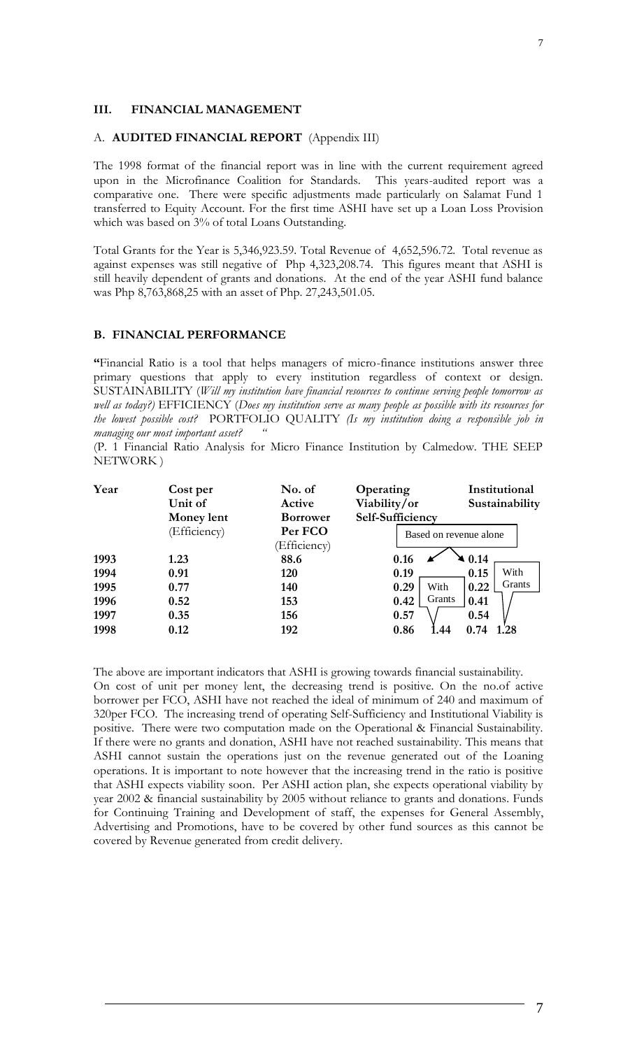## III. FINANCIAL MANAGEMENT

### A. **AUDITED FINANCIAL REPORT** (Appendix III)

The 1998 format of the financial report was in line with the current requirement agreed upon in the Microfinance Coalition for Standards. This years-audited report was a comparative one. There were specific adjustments made particularly on Salamat Fund 1 transferred to Equity Account. For the first time ASHI have set up a Loan Loss Provision which was based on 3% of total Loans Outstanding.

Total Grants for the Year is 5,346,923.59. Total Revenue of 4,652,596.72. Total revenue as against expenses was still negative of Php 4,323,208.74. This figures meant that ASHI is still heavily dependent of grants and donations. At the end of the year ASHI fund balance was Php 8,763,868,25 with an asset of Php. 27,243,501.05.

### B. FINANCIAL PERFORMANCE

**"**Financial Ratio is a tool that helps managers of micro-finance institutions answer three primary questions that apply to every institution regardless of context or design. SUSTAINABILITY (*Will my institution have financial resources to continue serving people tomorrow as well as today?)* EFFICIENCY (*Does my institution serve as many people as possible with its resources for the lowest possible cost?* PORTFOLIO QUALITY *(Is my institution doing a responsible job in managing our most important asset?* "

(P. 1 Financial Ratio Analysis for Micro Finance Institution by Calmedow. THE SEEP NETWORK)

| Year | Cost per Unit of Money lent (Efficiency) | No. of Active Borrower Per FCO (Efficiency) | Operating Viability/or Self-Sufficiency | | Institutional Sustainability | |
|---|---|---|---|---|---|---|
| | | | Based on revenue alone | With Grants | Based on revenue alone | With Grants |
| 1993 | 1.23 | 88.6 | 0.16 | | 0.14 | |
| 1994 | 0.91 | 120 | 0.19 | | 0.15 | |
| 1995 | 0.77 | 140 | 0.29 | | 0.22 | |
| 1996 | 0.52 | 153 | 0.42 | | 0.41 | |
| 1997 | 0.35 | 156 | 0.57 | | 0.54 | |
| 1998 | 0.12 | 192 | 0.86 | 1.44 | 0.74 | 1.28 |

The above are important indicators that ASHI is growing towards financial sustainability. On cost of unit per money lent, the decreasing trend is positive. On the no.of active borrower per FCO, ASHI have not reached the ideal of minimum of 240 and maximum of 320per FCO. The increasing trend of operating Self-Sufficiency and Institutional Viability is positive. There were two computation made on the Operational & Financial Sustainability. If there were no grants and donation, ASHI have not reached sustainability. This means that ASHI cannot sustain the operations just on the revenue generated out of the Loaning operations. It is important to note however that the increasing trend in the ratio is positive that ASHI expects viability soon. Per ASHI action plan, she expects operational viability by year 2002 & financial sustainability by 2005 without reliance to grants and donations. Funds for Continuing Training and Development of staff, the expenses for General Assembly, Advertising and Promotions, have to be covered by other fund sources as this cannot be covered by Revenue generated from credit delivery.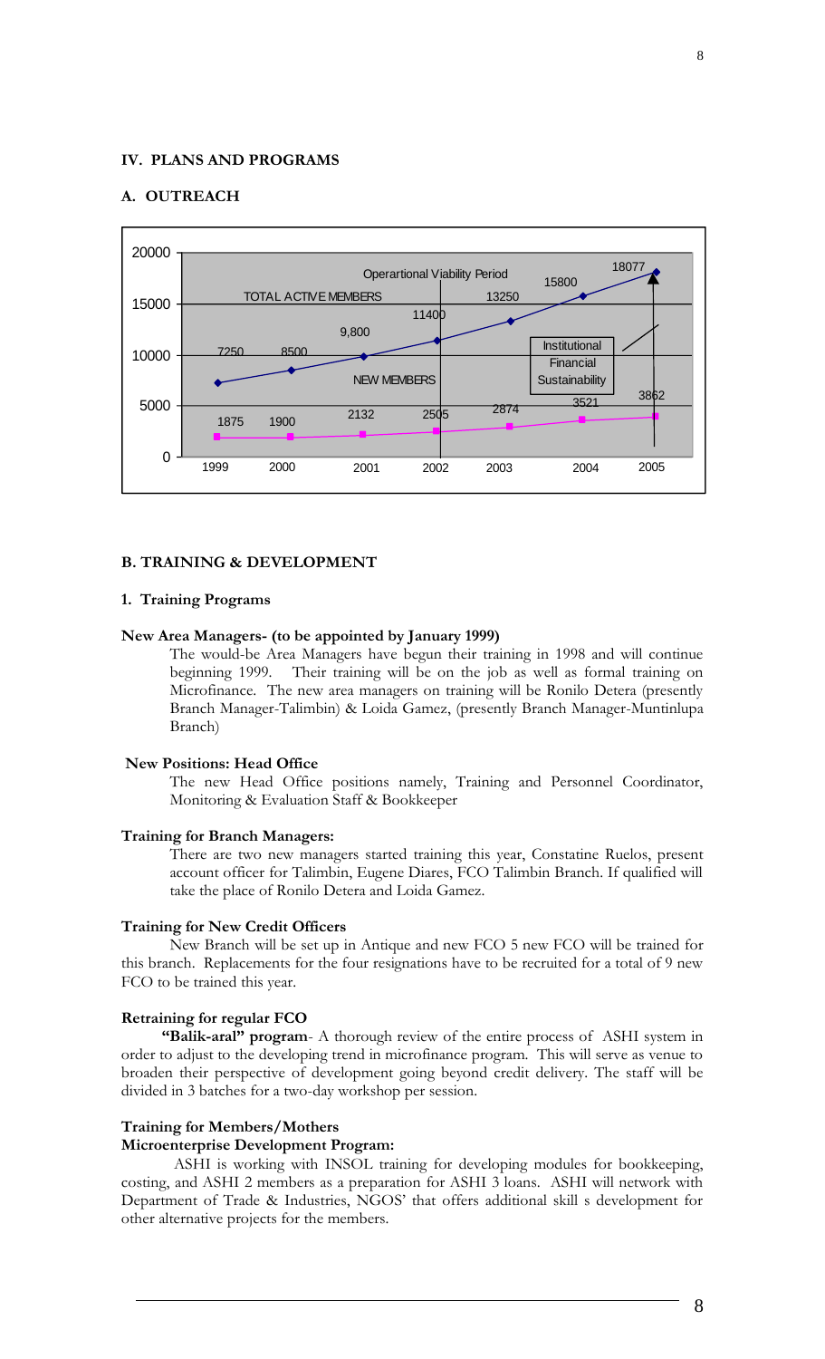## IV. PLANS AND PROGRAMS

### A. OUTREACH

| Year | Total Active Members | New Members |
| --- | --- | --- |
| 1999 | 7250 | 1875 |
| 2000 | 8500 | 1900 |
| 2001 | 9,800 | 2132 |
| 2002 | 11400 | 2505 |
| 2003 | 13250 | 2874 |
| 2004 | 15800 | 3521 |
| 2005 | 18077 | 3862 |

Operartional Viability Period

Institutional Financial Sustainability

### B. TRAINING & DEVELOPMENT

#### 1. Training Programs

**New Area Managers- (to be appointed by January 1999)**

The would-be Area Managers have begun their training in 1998 and will continue beginning 1999. Their training will be on the job as well as formal training on Microfinance. The new area managers on training will be Ronilo Detera (presently Branch Manager-Talimbin) & Loida Gamez, (presently Branch Manager-Muntinlupa Branch)

**New Positions: Head Office**

The new Head Office positions namely, Training and Personnel Coordinator, Monitoring & Evaluation Staff & Bookkeeper

**Training for Branch Managers:**

There are two new managers started training this year, Constatine Ruelos, present account officer for Talimbin, Eugene Diares, FCO Talimbin Branch. If qualified will take the place of Ronilo Detera and Loida Gamez.

**Training for New Credit Officers**

New Branch will be set up in Antique and new FCO 5 new FCO will be trained for this branch. Replacements for the four resignations have to be recruited for a total of 9 new FCO to be trained this year.

**Retraining for regular FCO**

**"Balik-aral" program**- A thorough review of the entire process of ASHI system in order to adjust to the developing trend in microfinance program. This will serve as venue to broaden their perspective of development going beyond credit delivery. The staff will be divided in 3 batches for a two-day workshop per session.

**Training for Members/Mothers**

**Microenterprise Development Program:**

ASHI is working with INSOL training for developing modules for bookkeeping, costing, and ASHI 2 members as a preparation for ASHI 3 loans. ASHI will network with Department of Trade & Industries, NGOS' that offers additional skill s development for other alternative projects for the members.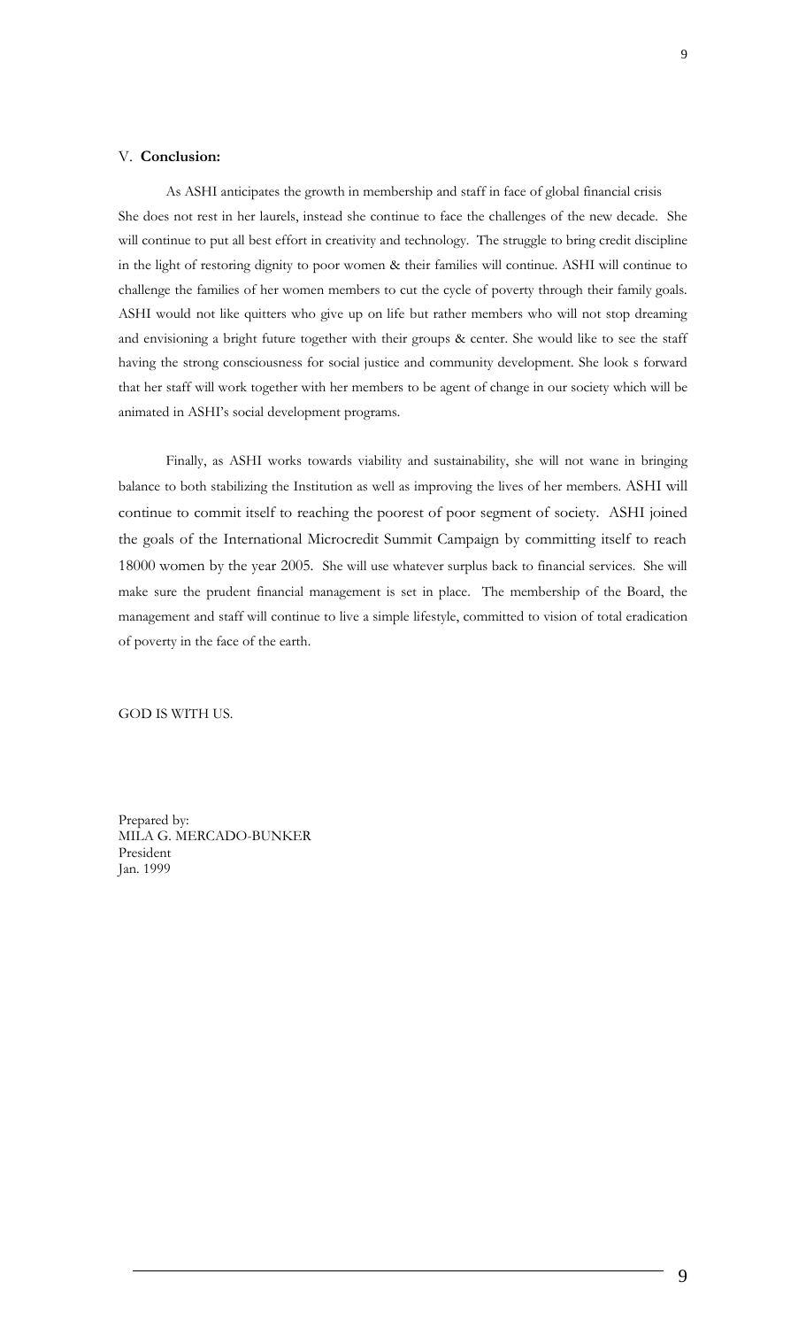V. **Conclusion:**

As ASHI anticipates the growth in membership and staff in face of global financial crisis She does not rest in her laurels, instead she continue to face the challenges of the new decade. She will continue to put all best effort in creativity and technology. The struggle to bring credit discipline in the light of restoring dignity to poor women & their families will continue. ASHI will continue to challenge the families of her women members to cut the cycle of poverty through their family goals. ASHI would not like quitters who give up on life but rather members who will not stop dreaming and envisioning a bright future together with their groups & center. She would like to see the staff having the strong consciousness for social justice and community development. She look s forward that her staff will work together with her members to be agent of change in our society which will be animated in ASHI's social development programs.

Finally, as ASHI works towards viability and sustainability, she will not wane in bringing balance to both stabilizing the Institution as well as improving the lives of her members. ASHI will continue to commit itself to reaching the poorest of poor segment of society. ASHI joined the goals of the International Microcredit Summit Campaign by committing itself to reach 18000 women by the year 2005. She will use whatever surplus back to financial services. She will make sure the prudent financial management is set in place. The membership of the Board, the management and staff will continue to live a simple lifestyle, committed to vision of total eradication of poverty in the face of the earth.

GOD IS WITH US.

Prepared by:
MILA G. MERCADO-BUNKER
President
Jan. 1999